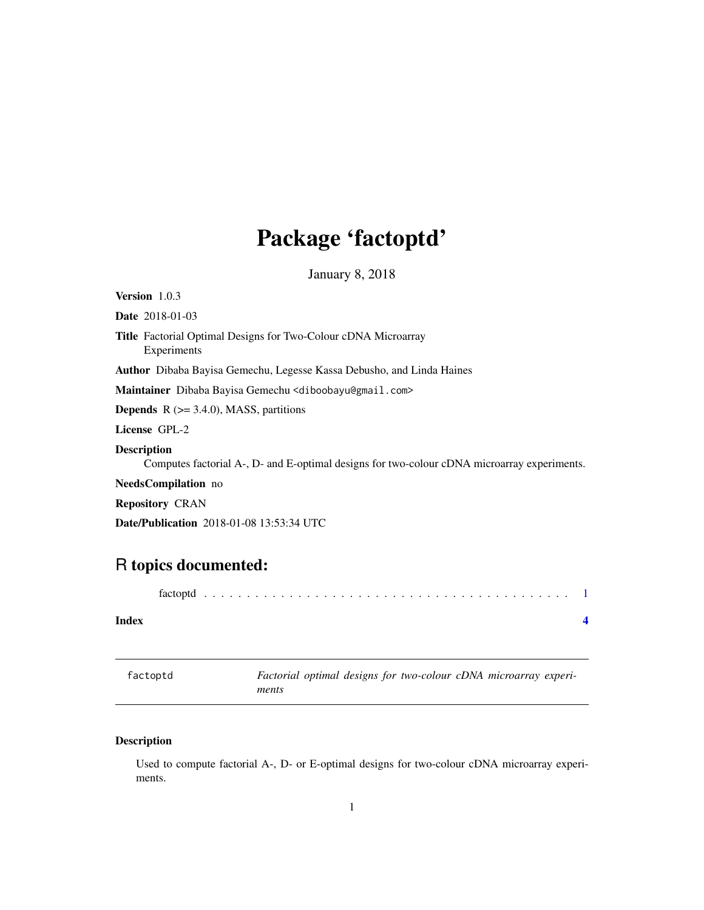# Package 'factoptd'

January 8, 2018

**Version** 1.0.3

**Date** 2018-01-03

**Title** Factorial Optimal Designs for Two-Colour cDNA Microarray Experiments

**Author** Dibaba Bayisa Gemechu, Legesse Kassa Debusho, and Linda Haines

**Maintainer** Dibaba Bayisa Gemechu <diboobayu@gmail.com>

**Depends** R (>= 3.4.0), MASS, partitions

**License** GPL-2

**Description**
Computes factorial A-, D- and E-optimal designs for two-colour cDNA microarray experiments.

**NeedsCompilation** no

**Repository** CRAN

**Date/Publication** 2018-01-08 13:53:34 UTC

## R topics documented:

factoptd . . . . . . . . . . . . . . . . . . . . . . . . . . . . . . . . . . . . . . . . . 1

**Index** **4**

---

`factoptd` *Factorial optimal designs for two-colour cDNA microarray experiments*

---

### Description

Used to compute factorial A-, D- or E-optimal designs for two-colour cDNA microarray experiments.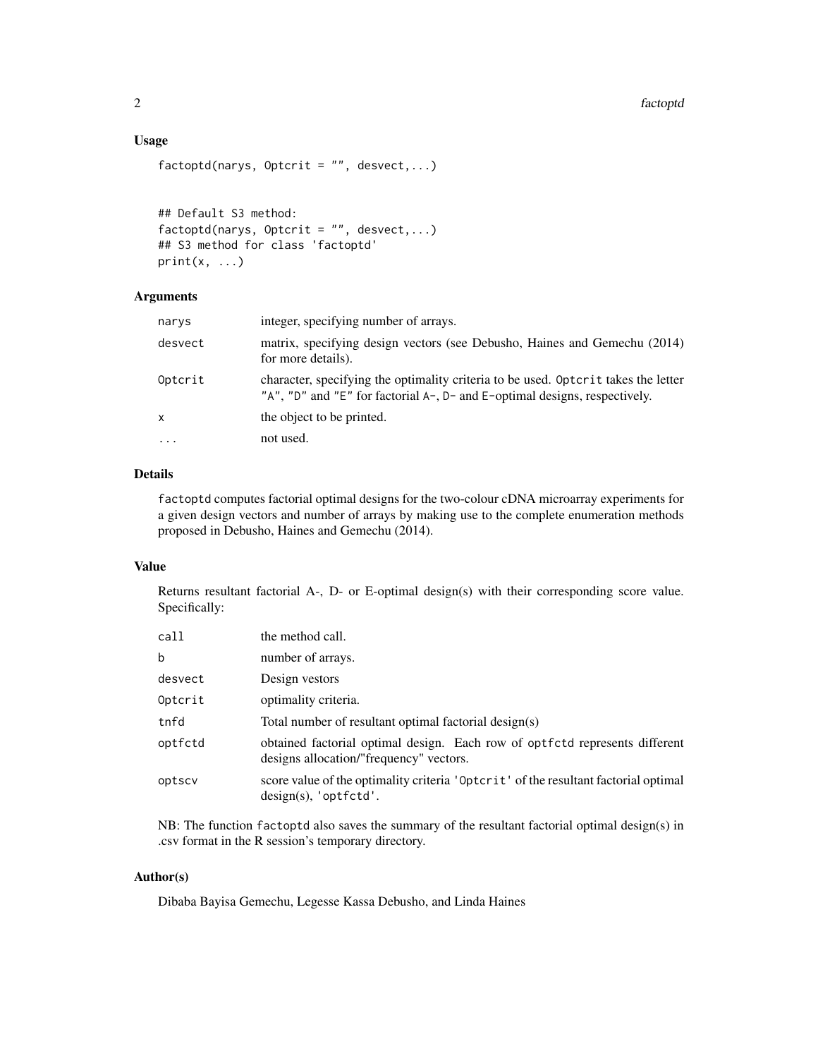### Usage

```
factoptd(narys, Optcrit = "", desvect,...)


## Default S3 method:
factoptd(narys, Optcrit = "", desvect,...)
## S3 method for class 'factoptd'
print(x, ...)
```

### Arguments

| | |
|---|---|
| narys | integer, specifying number of arrays. |
| desvect | matrix, specifying design vectors (see Debusho, Haines and Gemechu (2014) for more details). |
| Optcrit | character, specifying the optimality criteria to be used. Optcrit takes the letter "A", "D" and "E" for factorial A-, D- and E-optimal designs, respectively. |
| x | the object to be printed. |
| ... | not used. |

### Details

factoptd computes factorial optimal designs for the two-colour cDNA microarray experiments for a given design vectors and number of arrays by making use to the complete enumeration methods proposed in Debusho, Haines and Gemechu (2014).

### Value

Returns resultant factorial A-, D- or E-optimal design(s) with their corresponding score value. Specifically:

| | |
|---|---|
| call | the method call. |
| b | number of arrays. |
| desvect | Design vestors |
| Optcrit | optimality criteria. |
| tnfd | Total number of resultant optimal factorial design(s) |
| optfctd | obtained factorial optimal design. Each row of optfctd represents different designs allocation/"frequency" vectors. |
| optscv | score value of the optimality criteria 'Optcrit' of the resultant factorial optimal design(s), 'optfctd'. |

NB: The function factoptd also saves the summary of the resultant factorial optimal design(s) in .csv format in the R session's temporary directory.

### Author(s)

Dibaba Bayisa Gemechu, Legesse Kassa Debusho, and Linda Haines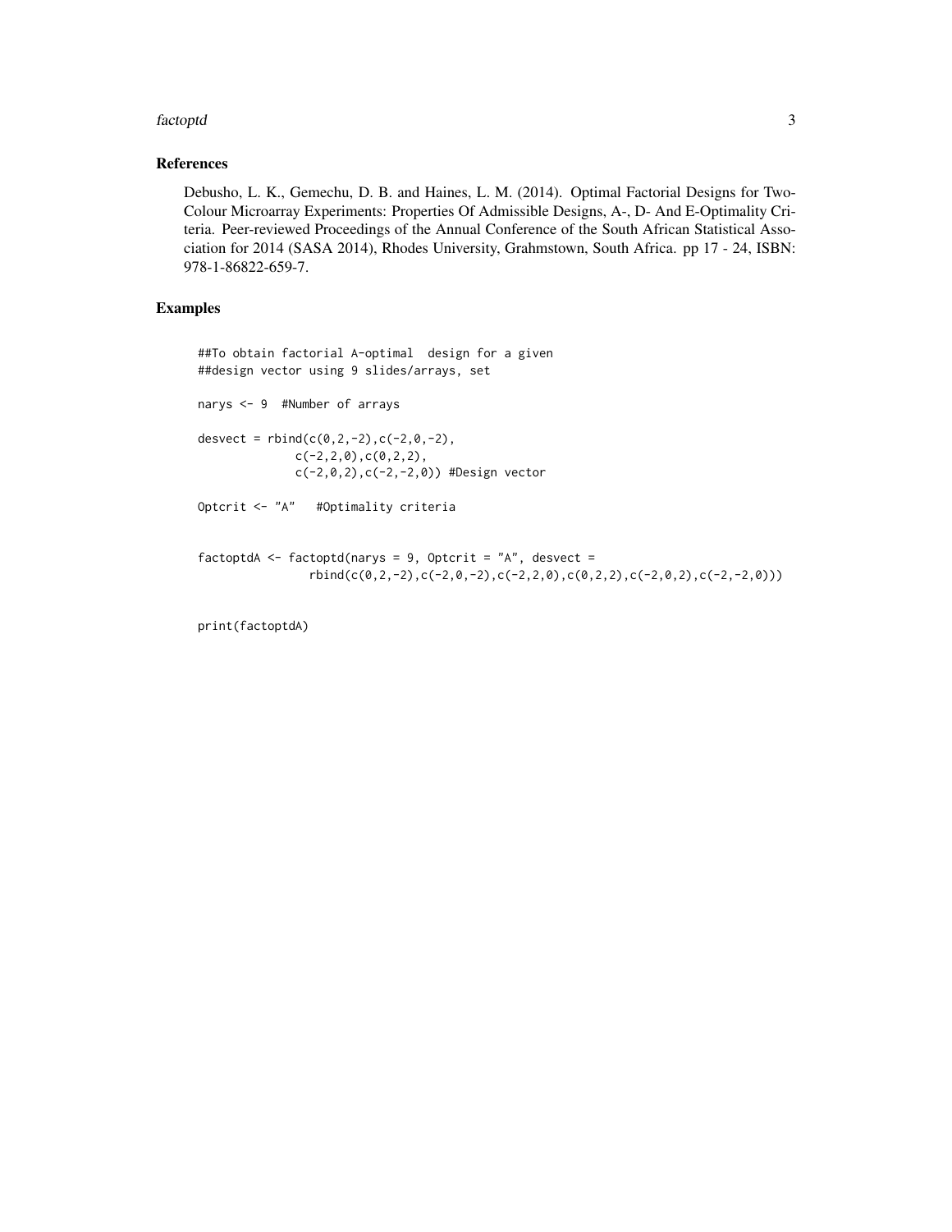## References

Debusho, L. K., Gemechu, D. B. and Haines, L. M. (2014). Optimal Factorial Designs for Two-Colour Microarray Experiments: Properties Of Admissible Designs, A-, D- And E-Optimality Criteria. Peer-reviewed Proceedings of the Annual Conference of the South African Statistical Association for 2014 (SASA 2014), Rhodes University, Grahmstown, South Africa. pp 17 - 24, ISBN: 978-1-86822-659-7.

## Examples

```
##To obtain factorial A-optimal  design for a given
##design vector using 9 slides/arrays, set

narys <- 9  #Number of arrays

desvect = rbind(c(0,2,-2),c(-2,0,-2),
              c(-2,2,0),c(0,2,2),
              c(-2,0,2),c(-2,-2,0)) #Design vector

Optcrit <- "A"   #Optimality criteria


factoptdA <- factoptd(narys = 9, Optcrit = "A", desvect =
                rbind(c(0,2,-2),c(-2,0,-2),c(-2,2,0),c(0,2,2),c(-2,0,2),c(-2,-2,0)))


print(factoptdA)
```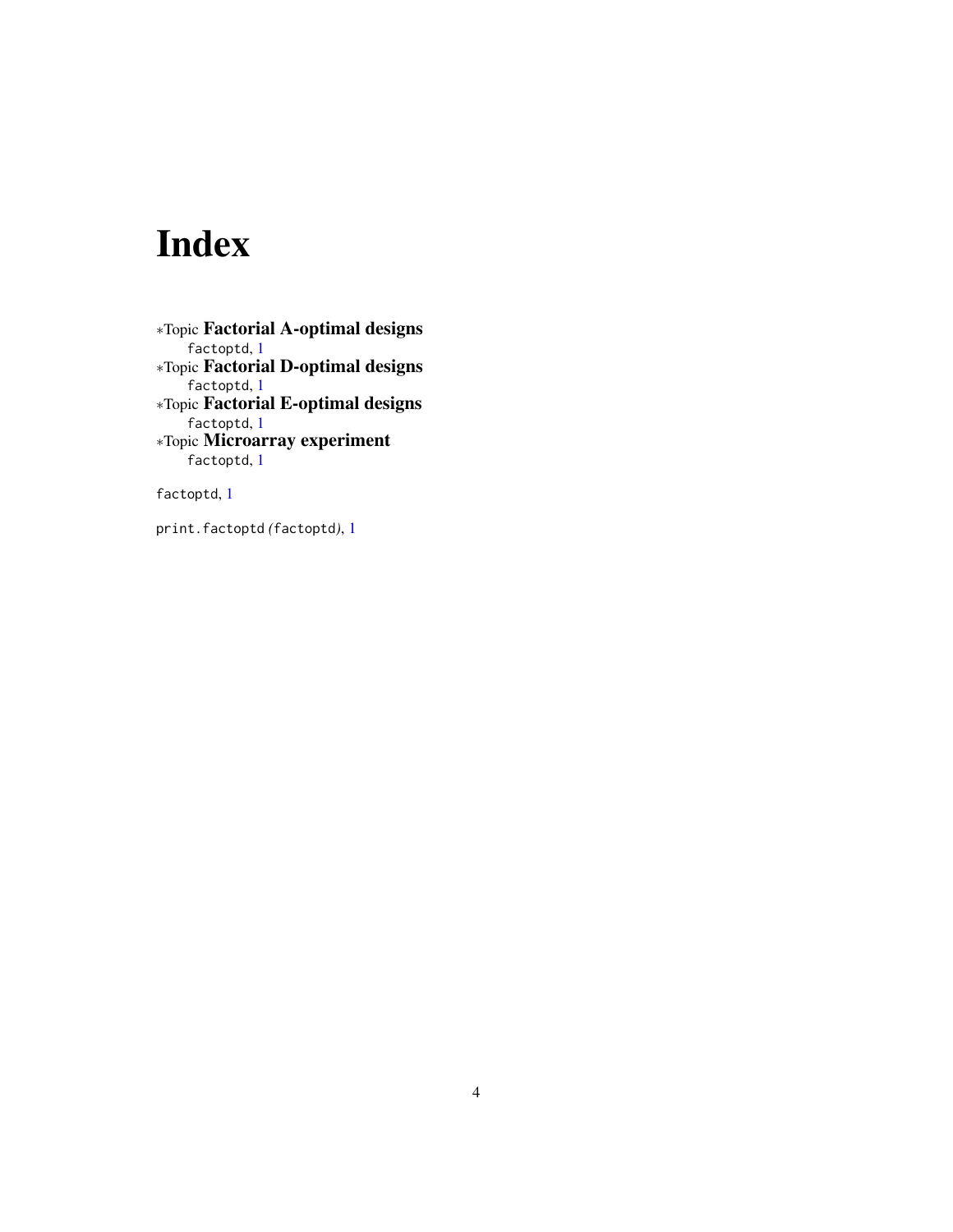# Index

∗Topic **Factorial A-optimal designs**
  factoptd, 1
∗Topic **Factorial D-optimal designs**
  factoptd, 1
∗Topic **Factorial E-optimal designs**
  factoptd, 1
∗Topic **Microarray experiment**
  factoptd, 1

factoptd, 1

print.factoptd *(factoptd)*, 1